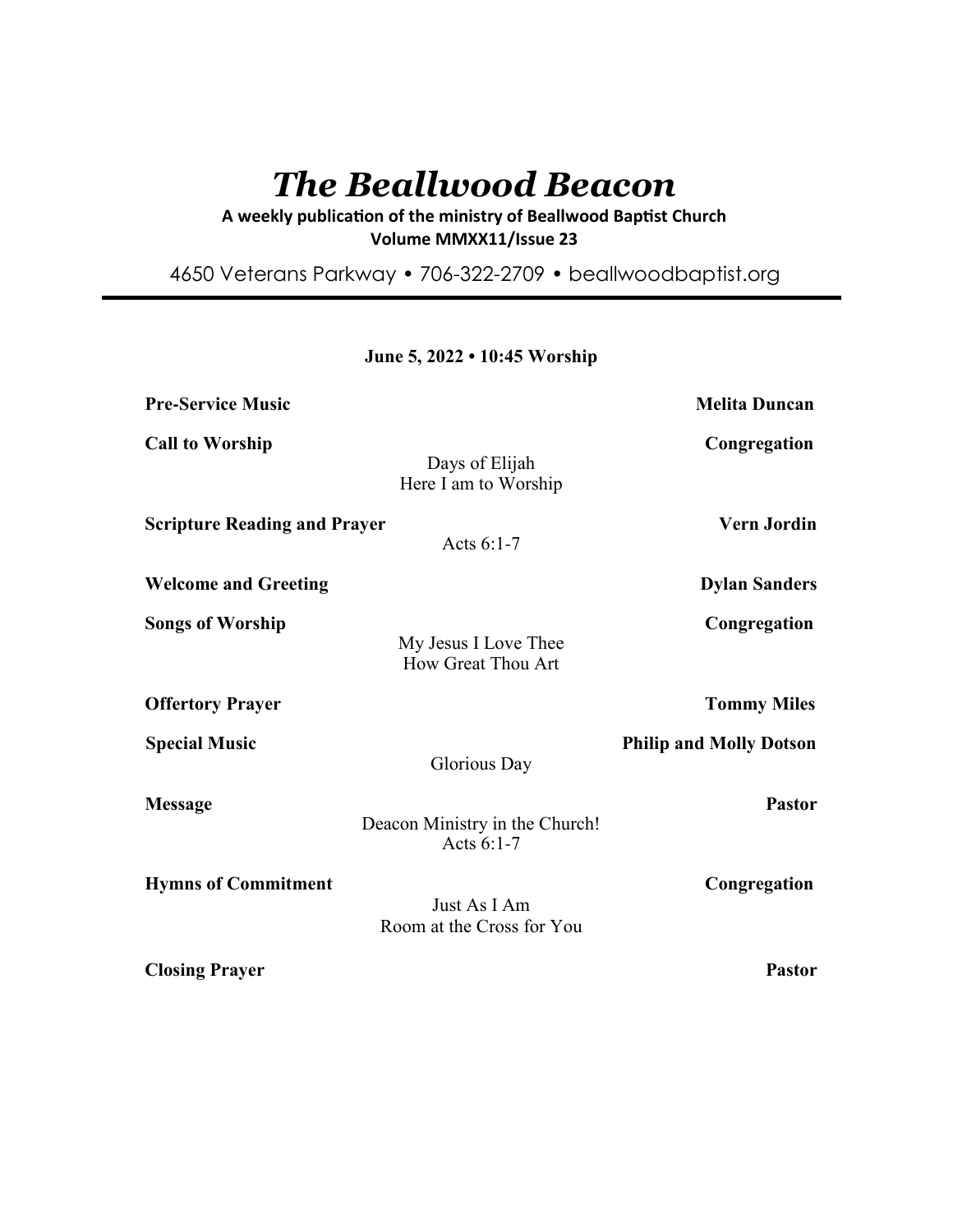# *The Beallwood Beacon*

**A weekly publication of the ministry of Beallwood Baptist Church**
**Volume MMXX11/Issue 23**

4650 Veterans Parkway • 706-322-2709 • beallwoodbaptist.org

---

**June 5, 2022 • 10:45 Worship**

**Pre-Service Music** — **Melita Duncan**

**Call to Worship** — **Congregation**
Days of Elijah
Here I am to Worship

**Scripture Reading and Prayer** — **Vern Jordin**
Acts 6:1-7

**Welcome and Greeting** — **Dylan Sanders**

**Songs of Worship** — **Congregation**
My Jesus I Love Thee
How Great Thou Art

**Offertory Prayer** — **Tommy Miles**

**Special Music** — **Philip and Molly Dotson**
Glorious Day

**Message** — **Pastor**
Deacon Ministry in the Church!
Acts 6:1-7

**Hymns of Commitment** — **Congregation**
Just As I Am
Room at the Cross for You

**Closing Prayer** — **Pastor**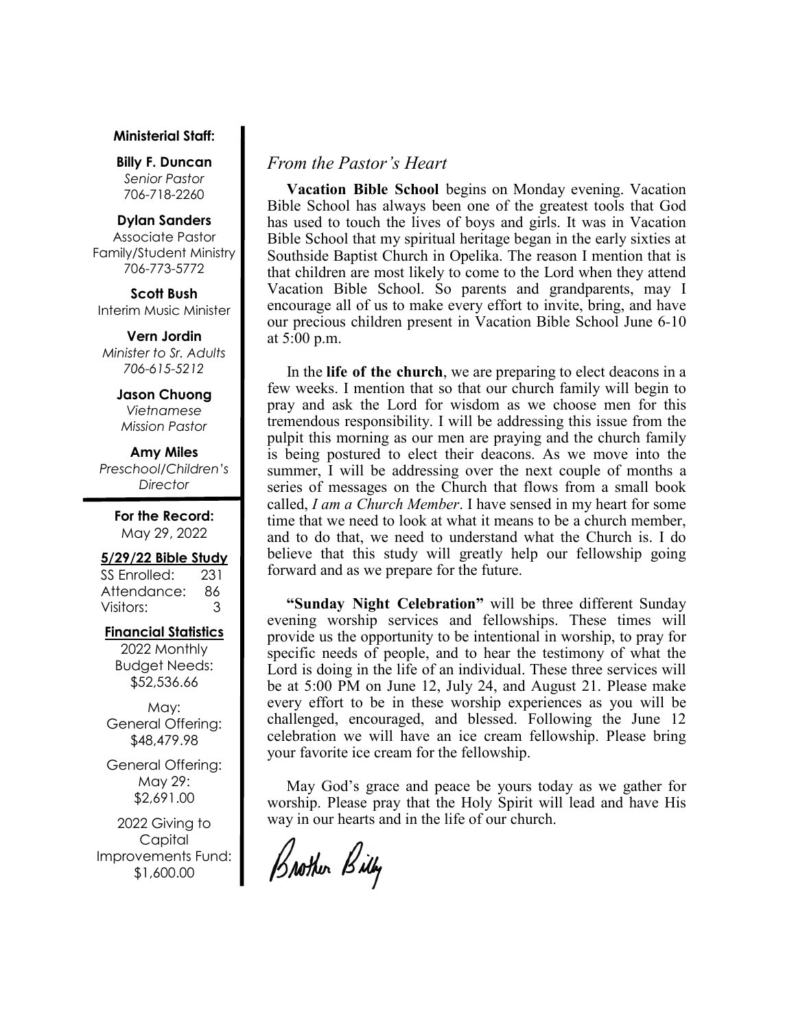**Ministerial Staff:**

**Billy F. Duncan**
*Senior Pastor*
706-718-2260

**Dylan Sanders**
Associate Pastor
Family/Student Ministry
706-773-5772

**Scott Bush**
Interim Music Minister

**Vern Jordin**
*Minister to Sr. Adults*
*706-615-5212*

**Jason Chuong**
*Vietnamese*
*Mission Pastor*

**Amy Miles**
*Preschool/Children's*
*Director*

**For the Record:**
May 29, 2022

**5/29/22 Bible Study**

| | |
|---|---|
| SS Enrolled: | 231 |
| Attendance: | 86 |
| Visitors: | 3 |

**Financial Statistics**

2022 Monthly Budget Needs:
$52,536.66

May:
General Offering:
$48,479.98

General Offering:
May 29:
$2,691.00

2022 Giving to Capital Improvements Fund:
$1,600.00

## *From the Pastor's Heart*

**Vacation Bible School** begins on Monday evening. Vacation Bible School has always been one of the greatest tools that God has used to touch the lives of boys and girls. It was in Vacation Bible School that my spiritual heritage began in the early sixties at Southside Baptist Church in Opelika. The reason I mention that is that children are most likely to come to the Lord when they attend Vacation Bible School. So parents and grandparents, may I encourage all of us to make every effort to invite, bring, and have our precious children present in Vacation Bible School June 6-10 at 5:00 p.m.

In the **life of the church**, we are preparing to elect deacons in a few weeks. I mention that so that our church family will begin to pray and ask the Lord for wisdom as we choose men for this tremendous responsibility. I will be addressing this issue from the pulpit this morning as our men are praying and the church family is being postured to elect their deacons. As we move into the summer, I will be addressing over the next couple of months a series of messages on the Church that flows from a small book called, *I am a Church Member*. I have sensed in my heart for some time that we need to look at what it means to be a church member, and to do that, we need to understand what the Church is. I do believe that this study will greatly help our fellowship going forward and as we prepare for the future.

**"Sunday Night Celebration"** will be three different Sunday evening worship services and fellowships. These times will provide us the opportunity to be intentional in worship, to pray for specific needs of people, and to hear the testimony of what the Lord is doing in the life of an individual. These three services will be at 5:00 PM on June 12, July 24, and August 21. Please make every effort to be in these worship experiences as you will be challenged, encouraged, and blessed. Following the June 12 celebration we will have an ice cream fellowship. Please bring your favorite ice cream for the fellowship.

May God's grace and peace be yours today as we gather for worship. Please pray that the Holy Spirit will lead and have His way in our hearts and in the life of our church.

Brother Billy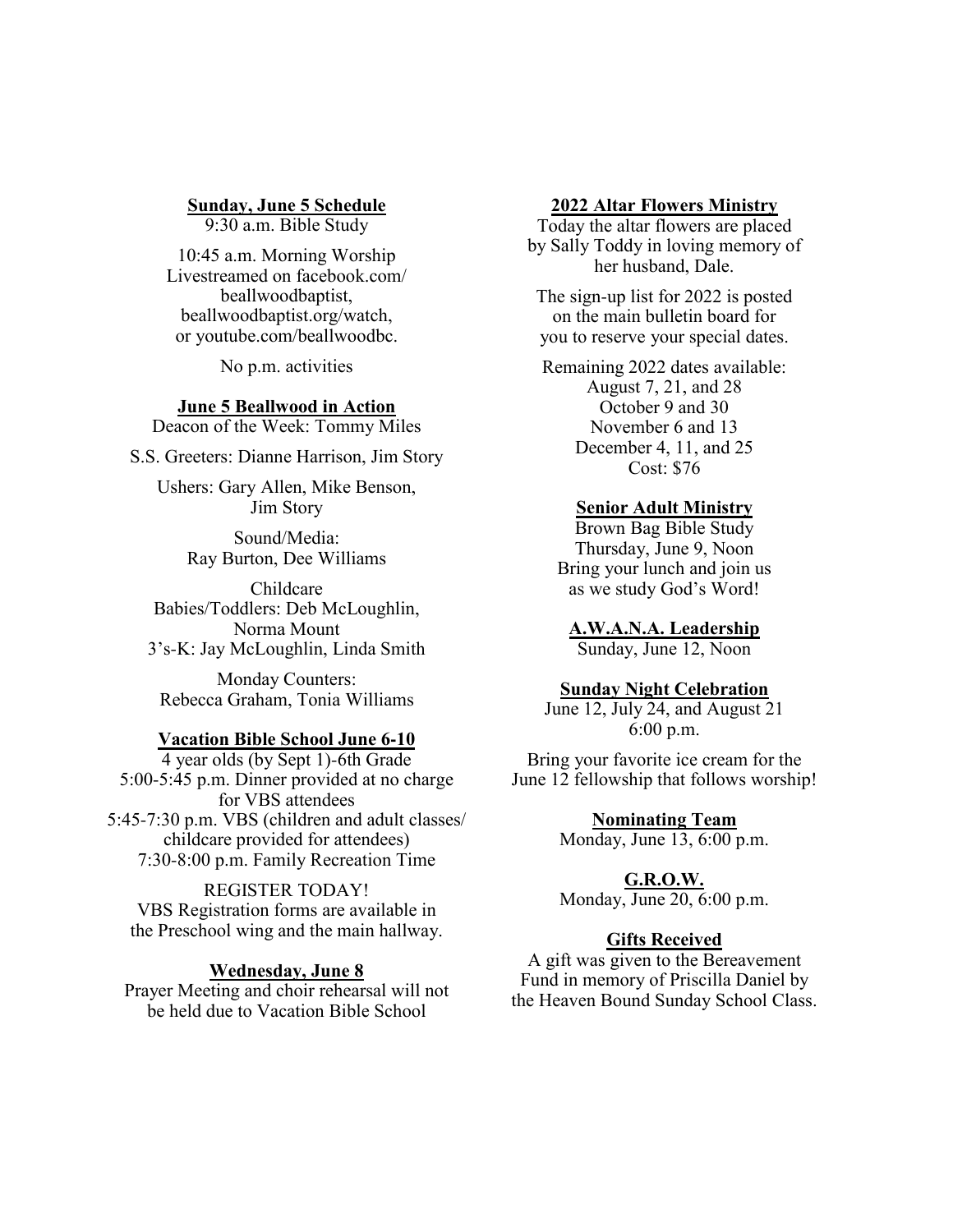**Sunday, June 5 Schedule**

9:30 a.m. Bible Study

10:45 a.m. Morning Worship
Livestreamed on facebook.com/beallwoodbaptist, beallwoodbaptist.org/watch, or youtube.com/beallwoodbc.

No p.m. activities

**June 5 Beallwood in Action**

Deacon of the Week: Tommy Miles

S.S. Greeters: Dianne Harrison, Jim Story

Ushers: Gary Allen, Mike Benson, Jim Story

Sound/Media:
Ray Burton, Dee Williams

Childcare
Babies/Toddlers: Deb McLoughlin, Norma Mount
3's-K: Jay McLoughlin, Linda Smith

Monday Counters:
Rebecca Graham, Tonia Williams

**Vacation Bible School June 6-10**

4 year olds (by Sept 1)-6th Grade
5:00-5:45 p.m. Dinner provided at no charge for VBS attendees
5:45-7:30 p.m. VBS (children and adult classes/ childcare provided for attendees)
7:30-8:00 p.m. Family Recreation Time

REGISTER TODAY!
VBS Registration forms are available in the Preschool wing and the main hallway.

**Wednesday, June 8**

Prayer Meeting and choir rehearsal will not be held due to Vacation Bible School

**2022 Altar Flowers Ministry**

Today the altar flowers are placed by Sally Toddy in loving memory of her husband, Dale.

The sign-up list for 2022 is posted on the main bulletin board for you to reserve your special dates.

Remaining 2022 dates available:
August 7, 21, and 28
October 9 and 30
November 6 and 13
December 4, 11, and 25
Cost: $76

**Senior Adult Ministry**

Brown Bag Bible Study
Thursday, June 9, Noon
Bring your lunch and join us as we study God's Word!

**A.W.A.N.A. Leadership**

Sunday, June 12, Noon

**Sunday Night Celebration**

June 12, July 24, and August 21
6:00 p.m.

Bring your favorite ice cream for the June 12 fellowship that follows worship!

**Nominating Team**

Monday, June 13, 6:00 p.m.

**G.R.O.W.**

Monday, June 20, 6:00 p.m.

**Gifts Received**

A gift was given to the Bereavement Fund in memory of Priscilla Daniel by the Heaven Bound Sunday School Class.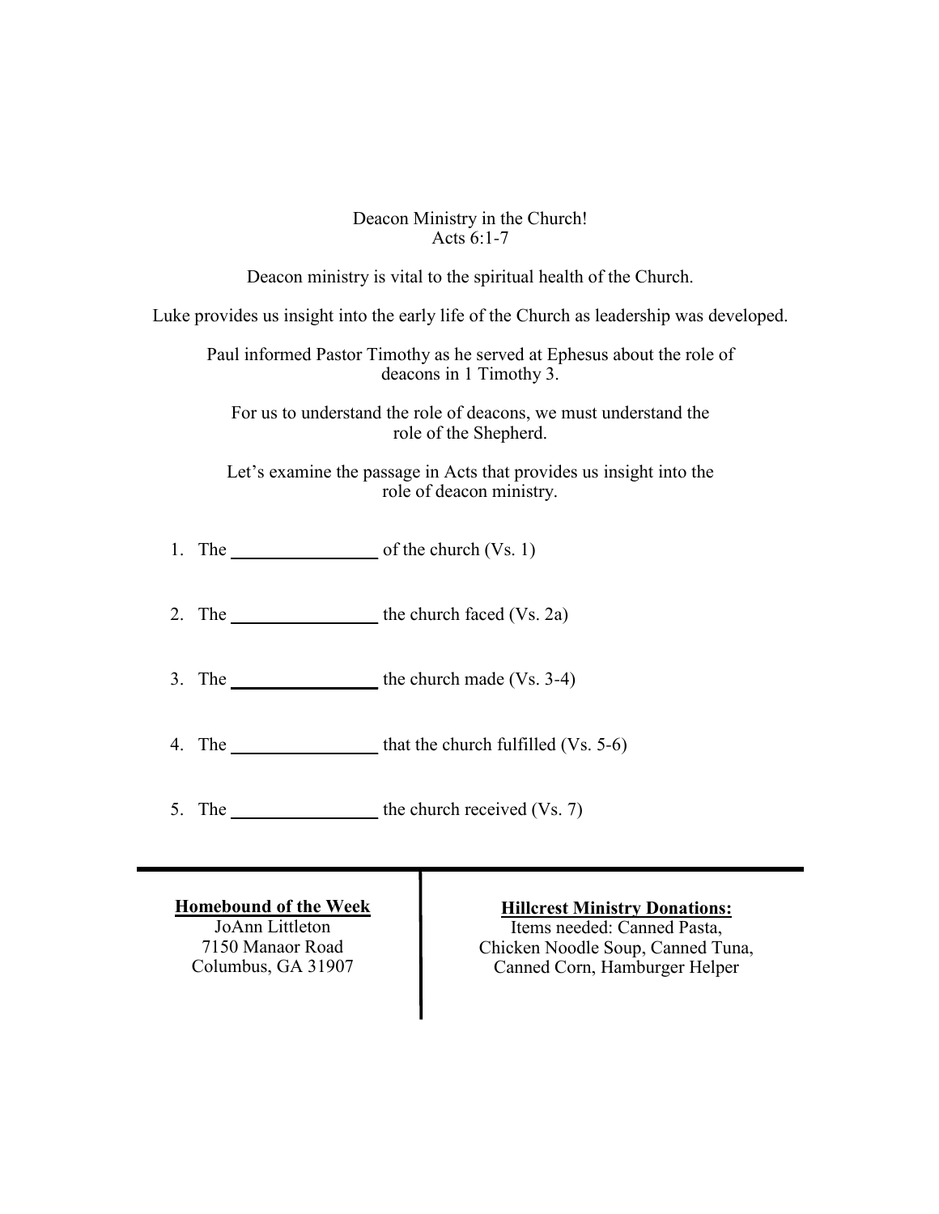Deacon Ministry in the Church!
Acts 6:1-7

Deacon ministry is vital to the spiritual health of the Church.

Luke provides us insight into the early life of the Church as leadership was developed.

Paul informed Pastor Timothy as he served at Ephesus about the role of deacons in 1 Timothy 3.

For us to understand the role of deacons, we must understand the role of the Shepherd.

Let's examine the passage in Acts that provides us insight into the role of deacon ministry.

1. The ________________ of the church (Vs. 1)

2. The ________________ the church faced (Vs. 2a)

3. The ________________ the church made (Vs. 3-4)

4. The ________________ that the church fulfilled (Vs. 5-6)

5. The ________________ the church received (Vs. 7)

---

**Homebound of the Week**
JoAnn Littleton
7150 Manaor Road
Columbus, GA 31907

**Hillcrest Ministry Donations:**
Items needed: Canned Pasta, Chicken Noodle Soup, Canned Tuna, Canned Corn, Hamburger Helper